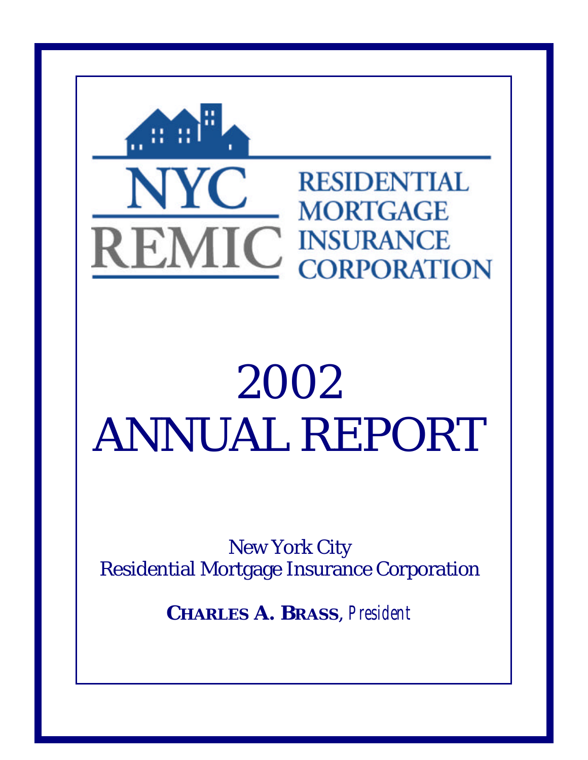NYC REMIC

RESIDENTIAL MORTGAGE INSURANCE CORPORATION

# 2002 ANNUAL REPORT

New York City
Residential Mortgage Insurance Corporation

**CHARLES A. BRASS**, *President*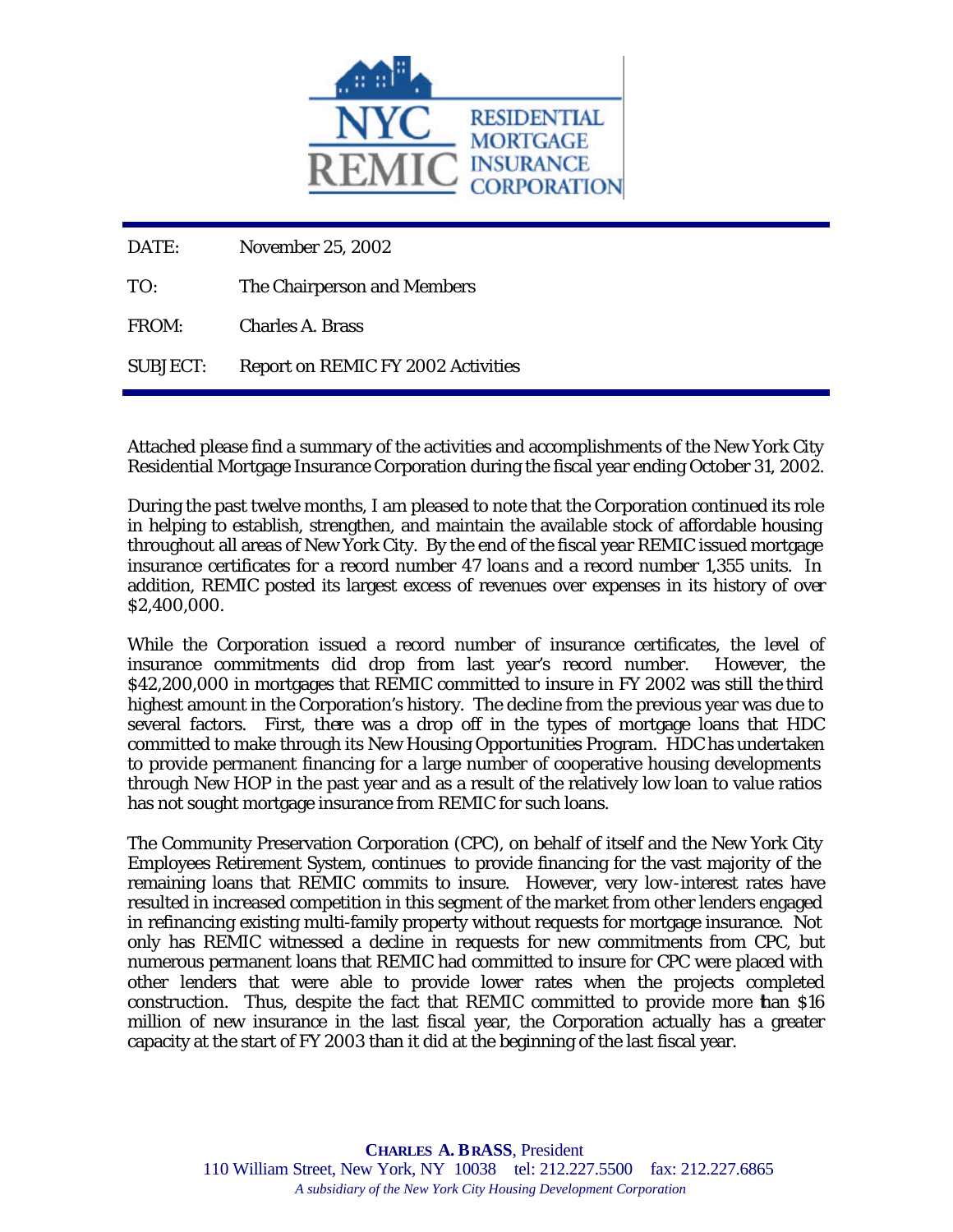DATE: November 25, 2002

TO: The Chairperson and Members

FROM: Charles A. Brass

SUBJECT: Report on REMIC FY 2002 Activities

Attached please find a summary of the activities and accomplishments of the New York City Residential Mortgage Insurance Corporation during the fiscal year ending October 31, 2002.

During the past twelve months, I am pleased to note that the Corporation continued its role in helping to establish, strengthen, and maintain the available stock of affordable housing throughout all areas of New York City. By the end of the fiscal year REMIC issued mortgage insurance certificates for a record number 47 loans and a record number 1,355 units. In addition, REMIC posted its largest excess of revenues over expenses in its history of over $2,400,000.

While the Corporation issued a record number of insurance certificates, the level of insurance commitments did drop from last year's record number. However, the $42,200,000 in mortgages that REMIC committed to insure in FY 2002 was still the third highest amount in the Corporation's history. The decline from the previous year was due to several factors. First, there was a drop off in the types of mortgage loans that HDC committed to make through its New Housing Opportunities Program. HDC has undertaken to provide permanent financing for a large number of cooperative housing developments through New HOP in the past year and as a result of the relatively low loan to value ratios has not sought mortgage insurance from REMIC for such loans.

The Community Preservation Corporation (CPC), on behalf of itself and the New York City Employees Retirement System, continues to provide financing for the vast majority of the remaining loans that REMIC commits to insure. However, very low-interest rates have resulted in increased competition in this segment of the market from other lenders engaged in refinancing existing multi-family property without requests for mortgage insurance. Not only has REMIC witnessed a decline in requests for new commitments from CPC, but numerous permanent loans that REMIC had committed to insure for CPC were placed with other lenders that were able to provide lower rates when the projects completed construction. Thus, despite the fact that REMIC committed to provide more than $16 million of new insurance in the last fiscal year, the Corporation actually has a greater capacity at the start of FY 2003 than it did at the beginning of the last fiscal year.

**CHARLES A. BRASS**, President
110 William Street, New York, NY 10038 tel: 212.227.5500 fax: 212.227.6865
*A subsidiary of the New York City Housing Development Corporation*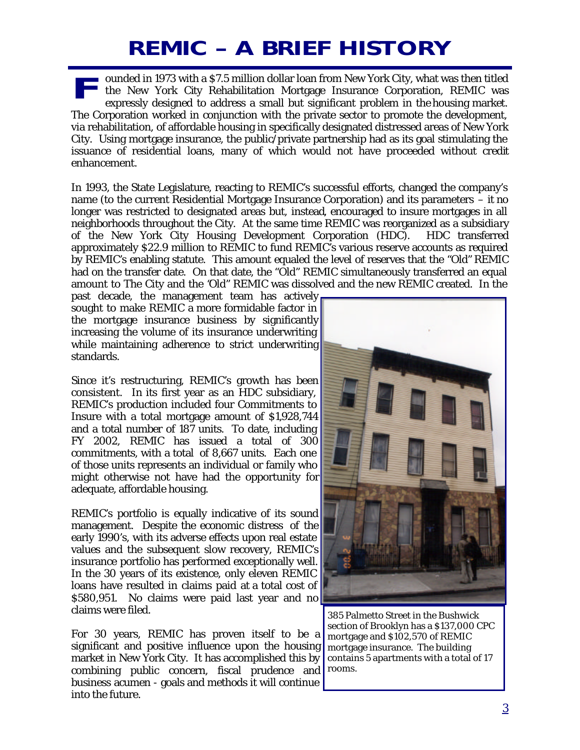# REMIC – A BRIEF HISTORY

Founded in 1973 with a $7.5 million dollar loan from New York City, what was then titled the New York City Rehabilitation Mortgage Insurance Corporation, REMIC was expressly designed to address a small but significant problem in the housing market. The Corporation worked in conjunction with the private sector to promote the development, via rehabilitation, of affordable housing in specifically designated distressed areas of New York City. Using mortgage insurance, the public/private partnership had as its goal stimulating the issuance of residential loans, many of which would not have proceeded without credit enhancement.

In 1993, the State Legislature, reacting to REMIC's successful efforts, changed the company's name (to the current Residential Mortgage Insurance Corporation) and its parameters – it no longer was restricted to designated areas but, instead, encouraged to insure mortgages in all neighborhoods throughout the City. At the same time REMIC was reorganized as a subsidiary of the New York City Housing Development Corporation (HDC). HDC transferred approximately $22.9 million to REMIC to fund REMIC's various reserve accounts as required by REMIC's enabling statute. This amount equaled the level of reserves that the "Old" REMIC had on the transfer date. On that date, the "Old" REMIC simultaneously transferred an equal amount to The City and the 'Old" REMIC was dissolved and the new REMIC created. In the past decade, the management team has actively sought to make REMIC a more formidable factor in the mortgage insurance business by significantly increasing the volume of its insurance underwriting while maintaining adherence to strict underwriting standards.

Since it's restructuring, REMIC's growth has been consistent. In its first year as an HDC subsidiary, REMIC's production included four Commitments to Insure with a total mortgage amount of $1,928,744 and a total number of 187 units. To date, including FY 2002, REMIC has issued a total of 300 commitments, with a total of 8,667 units. Each one of those units represents an individual or family who might otherwise not have had the opportunity for adequate, affordable housing.

REMIC's portfolio is equally indicative of its sound management. Despite the economic distress of the early 1990's, with its adverse effects upon real estate values and the subsequent slow recovery, REMIC's insurance portfolio has performed exceptionally well. In the 30 years of its existence, only eleven REMIC loans have resulted in claims paid at a total cost of $580,951. No claims were paid last year and no claims were filed.

For 30 years, REMIC has proven itself to be a significant and positive influence upon the housing market in New York City. It has accomplished this by combining public concern, fiscal prudence and business acumen - goals and methods it will continue into the future.

385 Palmetto Street in the Bushwick section of Brooklyn has a $137,000 CPC mortgage and $102,570 of REMIC mortgage insurance. The building contains 5 apartments with a total of 17 rooms.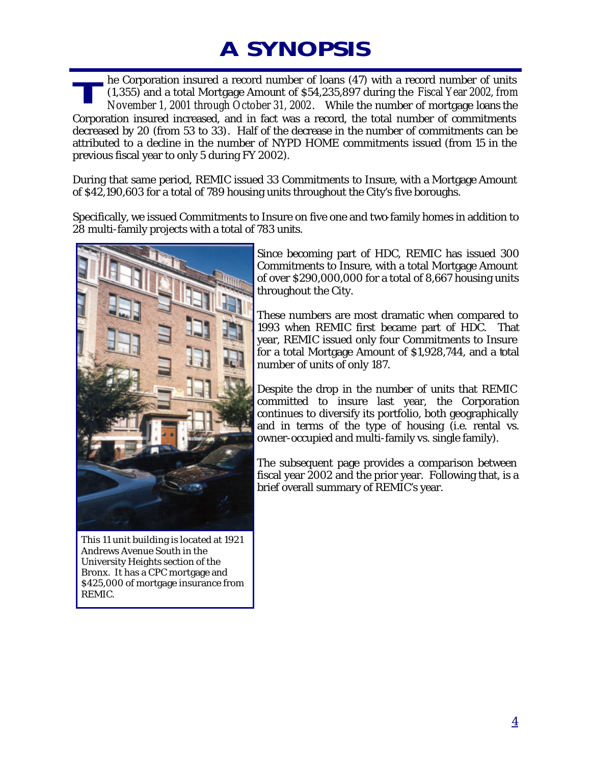# A SYNOPSIS

The Corporation insured a record number of loans (47) with a record number of units (1,355) and a total Mortgage Amount of $54,235,897 during the *Fiscal Year 2002, from November 1, 2001 through October 31, 2002*. While the number of mortgage loans the Corporation insured increased, and in fact was a record, the total number of commitments decreased by 20 (from 53 to 33). Half of the decrease in the number of commitments can be attributed to a decline in the number of NYPD HOME commitments issued (from 15 in the previous fiscal year to only 5 during FY 2002).

During that same period, REMIC issued 33 Commitments to Insure, with a Mortgage Amount of $42,190,603 for a total of 789 housing units throughout the City's five boroughs.

Specifically, we issued Commitments to Insure on five one and two-family homes in addition to 28 multi-family projects with a total of 783 units.

This 11 unit building is located at 1921 Andrews Avenue South in the University Heights section of the Bronx. It has a CPC mortgage and $425,000 of mortgage insurance from REMIC.

Since becoming part of HDC, REMIC has issued 300 Commitments to Insure, with a total Mortgage Amount of over $290,000,000 for a total of 8,667 housing units throughout the City.

These numbers are most dramatic when compared to 1993 when REMIC first became part of HDC. That year, REMIC issued only four Commitments to Insure for a total Mortgage Amount of $1,928,744, and a total number of units of only 187.

Despite the drop in the number of units that REMIC committed to insure last year, the Corporation continues to diversify its portfolio, both geographically and in terms of the type of housing (i.e. rental vs. owner-occupied and multi-family vs. single family).

The subsequent page provides a comparison between fiscal year 2002 and the prior year. Following that, is a brief overall summary of REMIC's year.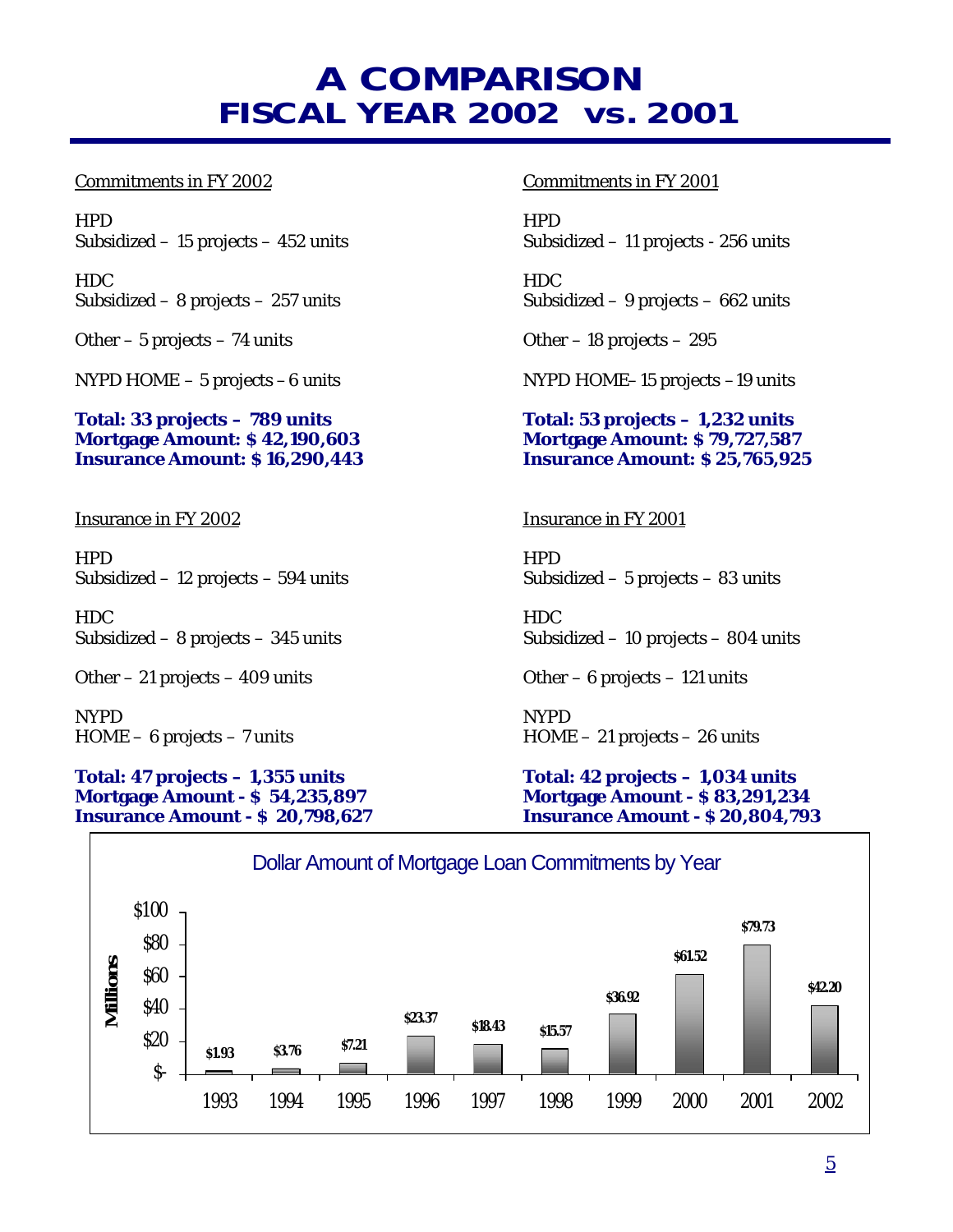# A COMPARISON
## FISCAL YEAR 2002 vs. 2001

Commitments in FY 2002

HPD
Subsidized – 15 projects – 452 units

HDC
Subsidized – 8 projects – 257 units

Other – 5 projects – 74 units

NYPD HOME – 5 projects – 6 units

**Total: 33 projects – 789 units**
**Mortgage Amount: $ 42,190,603**
**Insurance Amount: $ 16,290,443**

Commitments in FY 2001

HPD
Subsidized – 11 projects - 256 units

HDC
Subsidized – 9 projects – 662 units

Other – 18 projects – 295

NYPD HOME– 15 projects – 19 units

**Total: 53 projects – 1,232 units**
**Mortgage Amount: $ 79,727,587**
**Insurance Amount: $ 25,765,925**

Insurance in FY 2002

HPD
Subsidized – 12 projects – 594 units

HDC
Subsidized – 8 projects – 345 units

Other – 21 projects – 409 units

NYPD
HOME – 6 projects – 7 units

**Total: 47 projects – 1,355 units**
**Mortgage Amount - $ 54,235,897**
**Insurance Amount - $ 20,798,627**

Insurance in FY 2001

HPD
Subsidized – 5 projects – 83 units

HDC
Subsidized – 10 projects – 804 units

Other – 6 projects – 121 units

NYPD
HOME – 21 projects – 26 units

**Total: 42 projects – 1,034 units**
**Mortgage Amount - $ 83,291,234**
**Insurance Amount - $ 20,804,793**

Dollar Amount of Mortgage Loan Commitments by Year

| Year | Millions |
|---|---|
| 1993 | $1.93 |
| 1994 | $3.76 |
| 1995 | $7.21 |
| 1996 | $23.37 |
| 1997 | $18.43 |
| 1998 | $15.57 |
| 1999 | $36.92 |
| 2000 | $61.52 |
| 2001 | $79.73 |
| 2002 | $42.20 |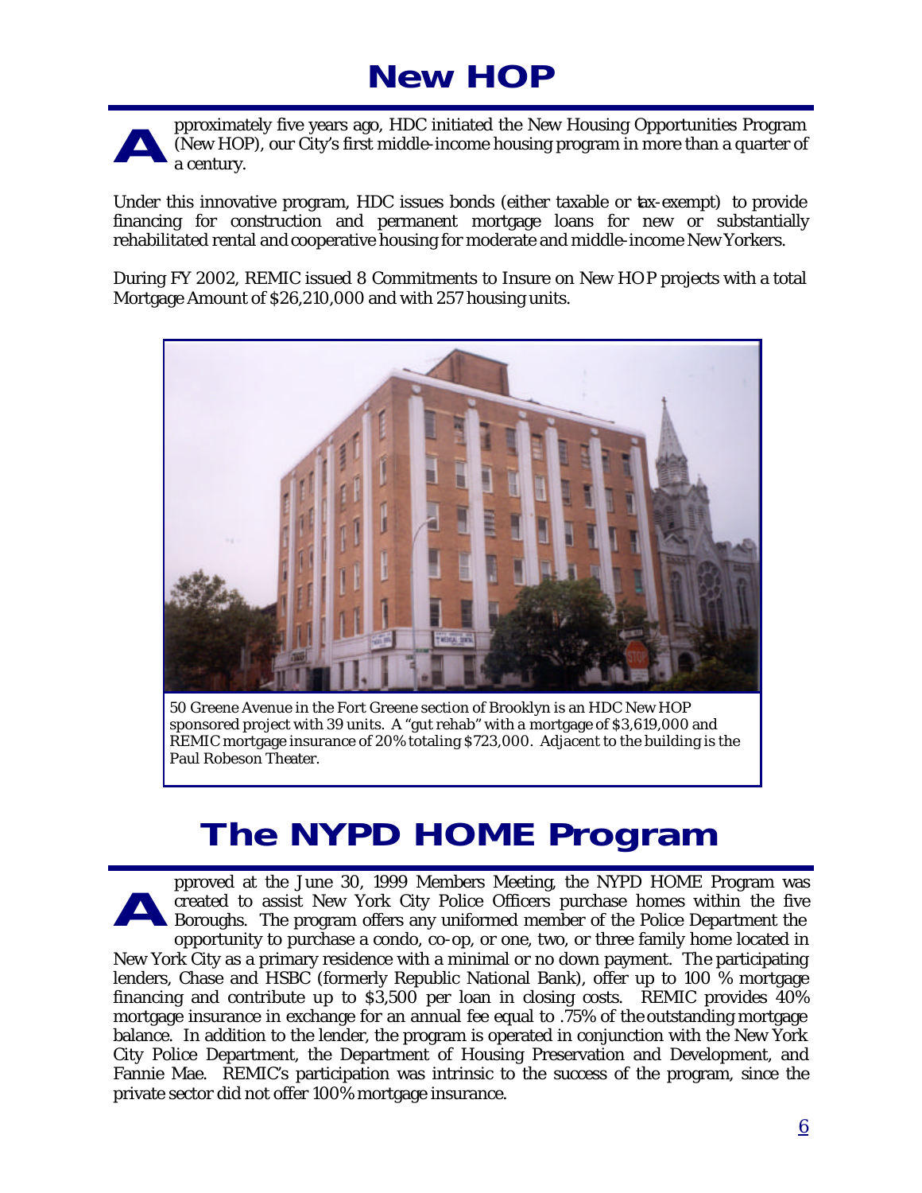# New HOP

Approximately five years ago, HDC initiated the New Housing Opportunities Program (New HOP), our City's first middle-income housing program in more than a quarter of a century.

Under this innovative program, HDC issues bonds (either taxable or tax-exempt) to provide financing for construction and permanent mortgage loans for new or substantially rehabilitated rental and cooperative housing for moderate and middle-income New Yorkers.

During FY 2002, REMIC issued 8 Commitments to Insure on New HOP projects with a total Mortgage Amount of $26,210,000 and with 257 housing units.

50 Greene Avenue in the Fort Greene section of Brooklyn is an HDC New HOP sponsored project with 39 units. A "gut rehab" with a mortgage of $3,619,000 and REMIC mortgage insurance of 20% totaling $723,000. Adjacent to the building is the Paul Robeson Theater.

# The NYPD HOME Program

Approved at the June 30, 1999 Members Meeting, the NYPD HOME Program was created to assist New York City Police Officers purchase homes within the five Boroughs. The program offers any uniformed member of the Police Department the opportunity to purchase a condo, co-op, or one, two, or three family home located in New York City as a primary residence with a minimal or no down payment. The participating lenders, Chase and HSBC (formerly Republic National Bank), offer up to 100 % mortgage financing and contribute up to $3,500 per loan in closing costs. REMIC provides 40% mortgage insurance in exchange for an annual fee equal to .75% of the outstanding mortgage balance. In addition to the lender, the program is operated in conjunction with the New York City Police Department, the Department of Housing Preservation and Development, and Fannie Mae. REMIC's participation was intrinsic to the success of the program, since the private sector did not offer 100% mortgage insurance.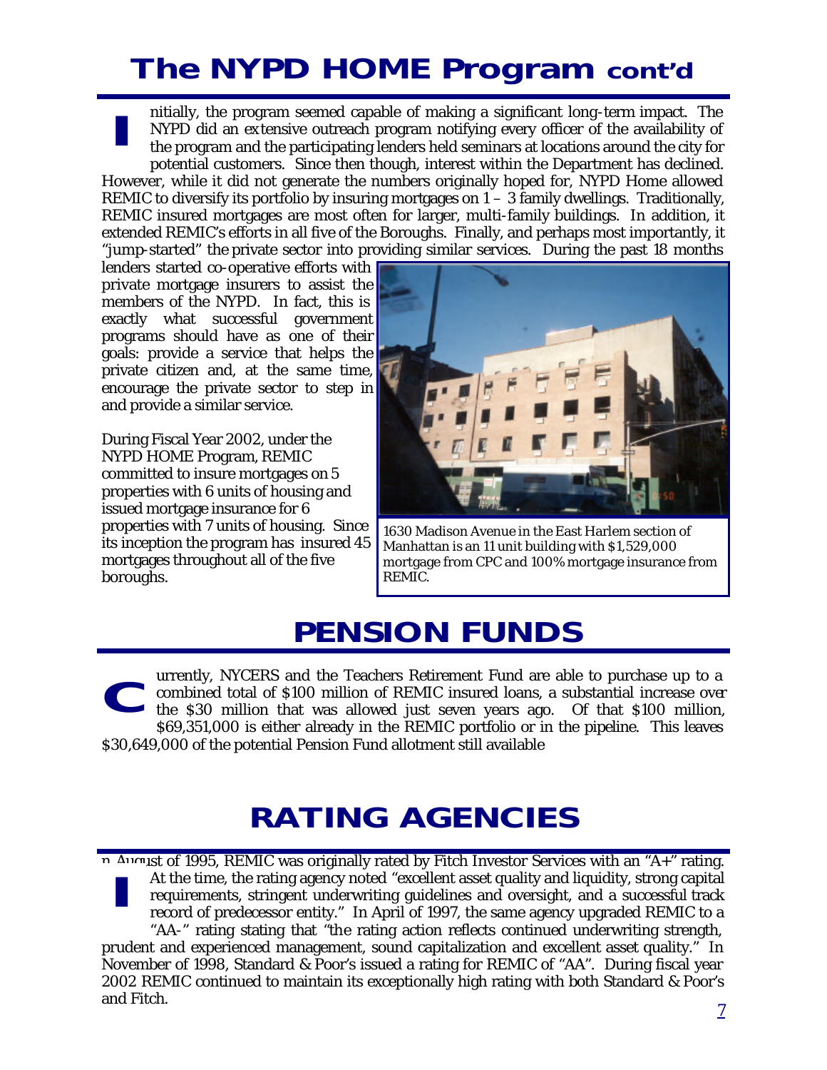# The NYPD HOME Program cont'd

Initially, the program seemed capable of making a significant long-term impact. The NYPD did an extensive outreach program notifying every officer of the availability of the program and the participating lenders held seminars at locations around the city for potential customers. Since then though, interest within the Department has declined. However, while it did not generate the numbers originally hoped for, NYPD Home allowed REMIC to diversify its portfolio by insuring mortgages on 1 – 3 family dwellings. Traditionally, REMIC insured mortgages are most often for larger, multi-family buildings. In addition, it extended REMIC's efforts in all five of the Boroughs. Finally, and perhaps most importantly, it "jump-started" the private sector into providing similar services. During the past 18 months lenders started co-operative efforts with private mortgage insurers to assist the members of the NYPD. In fact, this is exactly what successful government programs should have as one of their goals: provide a service that helps the private citizen and, at the same time, encourage the private sector to step in and provide a similar service.

During Fiscal Year 2002, under the NYPD HOME Program, REMIC committed to insure mortgages on 5 properties with 6 units of housing and issued mortgage insurance for 6 properties with 7 units of housing. Since its inception the program has insured 45 mortgages throughout all of the five boroughs.

1630 Madison Avenue in the East Harlem section of Manhattan is an 11 unit building with $1,529,000 mortgage from CPC and 100% mortgage insurance from REMIC.

# PENSION FUNDS

Currently, NYCERS and the Teachers Retirement Fund are able to purchase up to a combined total of $100 million of REMIC insured loans, a substantial increase over the $30 million that was allowed just seven years ago. Of that $100 million, $69,351,000 is either already in the REMIC portfolio or in the pipeline. This leaves $30,649,000 of the potential Pension Fund allotment still available

# RATING AGENCIES

In August of 1995, REMIC was originally rated by Fitch Investor Services with an "A+" rating. At the time, the rating agency noted "excellent asset quality and liquidity, strong capital requirements, stringent underwriting guidelines and oversight, and a successful track record of predecessor entity." In April of 1997, the same agency upgraded REMIC to a "AA-" rating stating that "the rating action reflects continued underwriting strength, prudent and experienced management, sound capitalization and excellent asset quality." In November of 1998, Standard & Poor's issued a rating for REMIC of "AA". During fiscal year 2002 REMIC continued to maintain its exceptionally high rating with both Standard & Poor's and Fitch.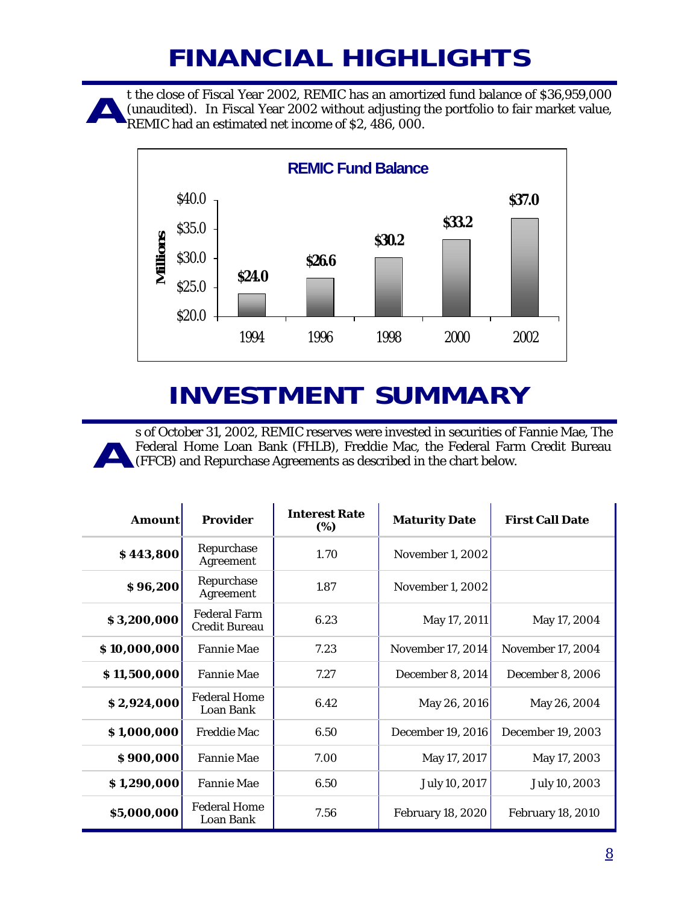# FINANCIAL HIGHLIGHTS

At the close of Fiscal Year 2002, REMIC has an amortized fund balance of $36,959,000 (unaudited). In Fiscal Year 2002 without adjusting the portfolio to fair market value, REMIC had an estimated net income of $2, 486, 000.

**REMIC Fund Balance**

| Year | Millions |
|---|---|
| 1994 | $24.0 |
| 1996 | $26.6 |
| 1998 | $30.2 |
| 2000 | $33.2 |
| 2002 | $37.0 |

# INVESTMENT SUMMARY

As of October 31, 2002, REMIC reserves were invested in securities of Fannie Mae, The Federal Home Loan Bank (FHLB), Freddie Mac, the Federal Farm Credit Bureau (FFCB) and Repurchase Agreements as described in the chart below.

| Amount | Provider | Interest Rate (%) | Maturity Date | First Call Date |
|---|---|---|---|---|
| $ 443,800 | Repurchase Agreement | 1.70 | November 1, 2002 | |
| $ 96,200 | Repurchase Agreement | 1.87 | November 1, 2002 | |
| $ 3,200,000 | Federal Farm Credit Bureau | 6.23 | May 17, 2011 | May 17, 2004 |
| $ 10,000,000 | Fannie Mae | 7.23 | November 17, 2014 | November 17, 2004 |
| $ 11,500,000 | Fannie Mae | 7.27 | December 8, 2014 | December 8, 2006 |
| $ 2,924,000 | Federal Home Loan Bank | 6.42 | May 26, 2016 | May 26, 2004 |
| $ 1,000,000 | Freddie Mac | 6.50 | December 19, 2016 | December 19, 2003 |
| $ 900,000 | Fannie Mae | 7.00 | May 17, 2017 | May 17, 2003 |
| $ 1,290,000 | Fannie Mae | 6.50 | July 10, 2017 | July 10, 2003 |
| $5,000,000 | Federal Home Loan Bank | 7.56 | February 18, 2020 | February 18, 2010 |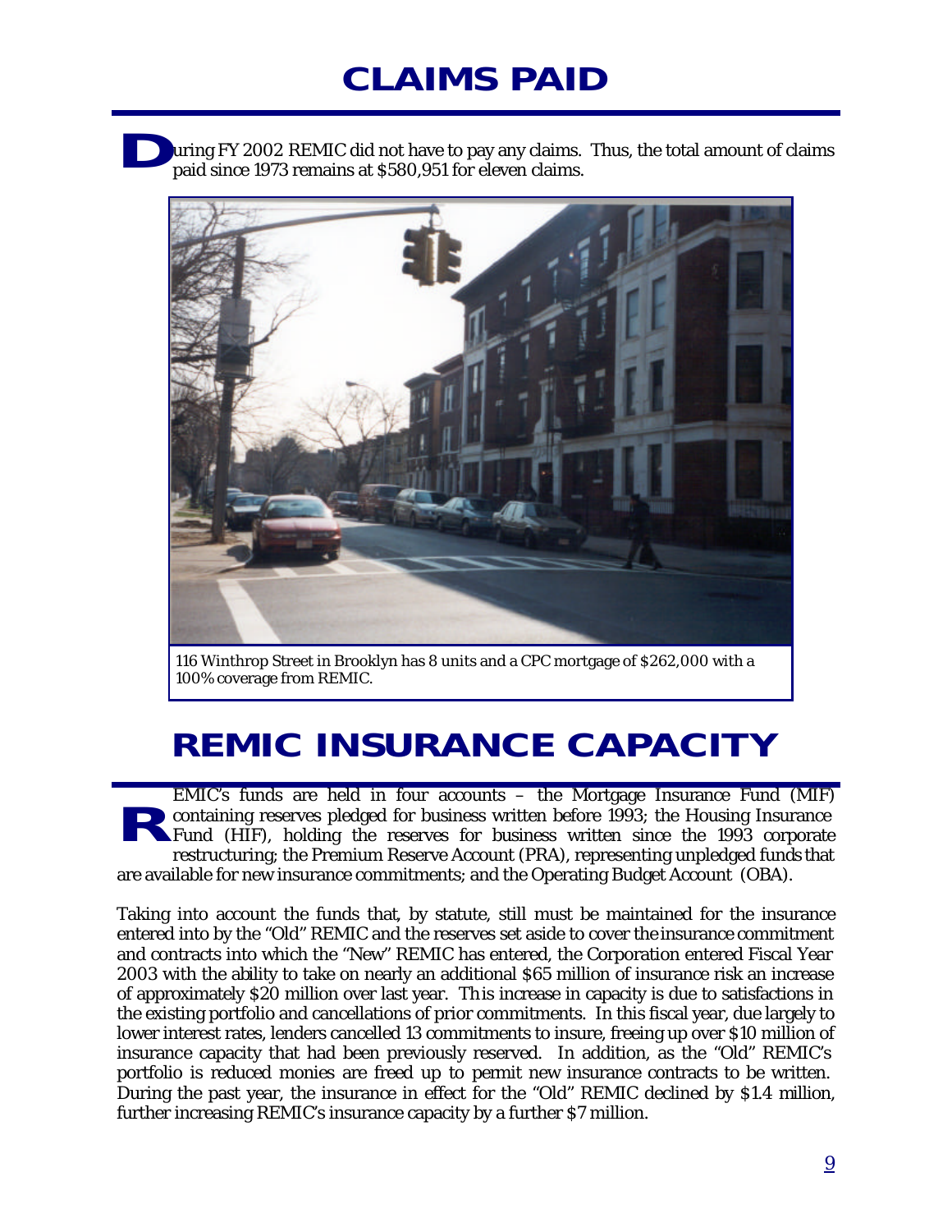# CLAIMS PAID

During FY 2002 REMIC did not have to pay any claims. Thus, the total amount of claims paid since 1973 remains at $580,951 for eleven claims.

*116 Winthrop Street in Brooklyn has 8 units and a CPC mortgage of $262,000 with a 100% coverage from REMIC.*

# REMIC INSURANCE CAPACITY

REMIC's funds are held in four accounts – the Mortgage Insurance Fund (MIF) containing reserves pledged for business written before 1993; the Housing Insurance Fund (HIF), holding the reserves for business written since the 1993 corporate restructuring; the Premium Reserve Account (PRA), representing unpledged funds that are available for new insurance commitments; and the Operating Budget Account (OBA).

Taking into account the funds that, by statute, still must be maintained for the insurance entered into by the "Old" REMIC and the reserves set aside to cover the insurance commitment and contracts into which the "New" REMIC has entered, the Corporation entered Fiscal Year 2003 with the ability to take on nearly an additional $65 million of insurance risk an increase of approximately $20 million over last year. This increase in capacity is due to satisfactions in the existing portfolio and cancellations of prior commitments. In this fiscal year, due largely to lower interest rates, lenders cancelled 13 commitments to insure, freeing up over $10 million of insurance capacity that had been previously reserved. In addition, as the "Old" REMIC's portfolio is reduced monies are freed up to permit new insurance contracts to be written. During the past year, the insurance in effect for the "Old" REMIC declined by $1.4 million, further increasing REMIC's insurance capacity by a further $7 million.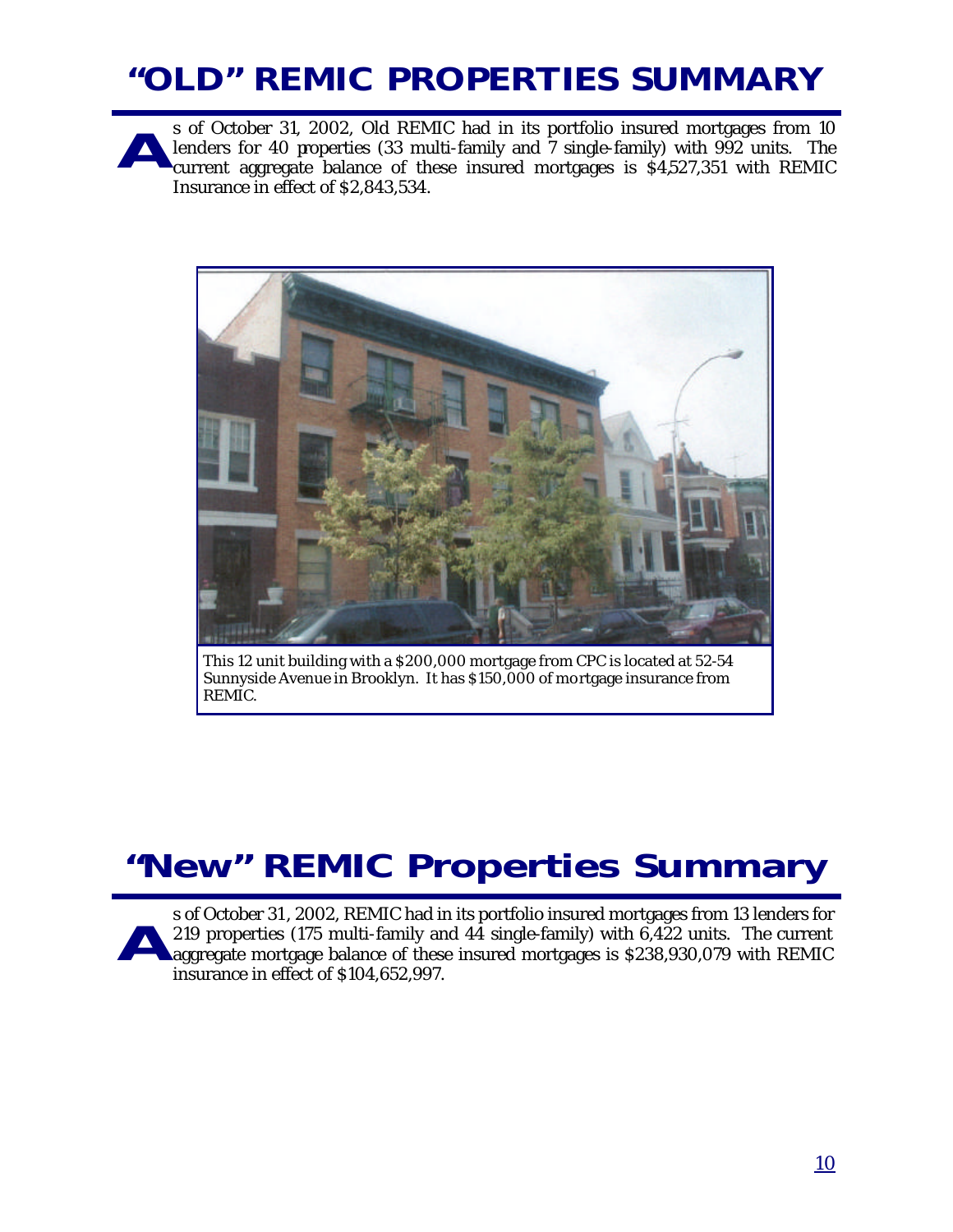# "OLD" REMIC PROPERTIES SUMMARY

As of October 31, 2002, Old REMIC had in its portfolio insured mortgages from 10 lenders for 40 properties (33 multi-family and 7 single-family) with 992 units. The current aggregate balance of these insured mortgages is $4,527,351 with REMIC Insurance in effect of $2,843,534.

*This 12 unit building with a $200,000 mortgage from CPC is located at 52-54 Sunnyside Avenue in Brooklyn. It has $150,000 of mortgage insurance from REMIC.*

# "New" REMIC Properties Summary

As of October 31, 2002, REMIC had in its portfolio insured mortgages from 13 lenders for 219 properties (175 multi-family and 44 single-family) with 6,422 units. The current aggregate mortgage balance of these insured mortgages is $238,930,079 with REMIC insurance in effect of $104,652,997.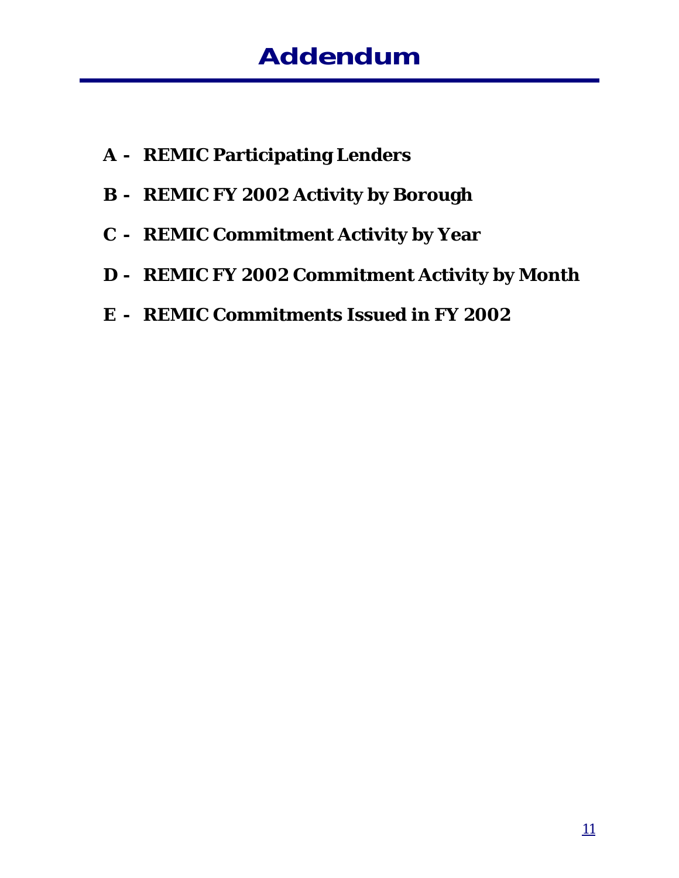# Addendum

**A - REMIC Participating Lenders**

**B - REMIC FY 2002 Activity by Borough**

**C - REMIC Commitment Activity by Year**

**D - REMIC FY 2002 Commitment Activity by Month**

**E - REMIC Commitments Issued in FY 2002**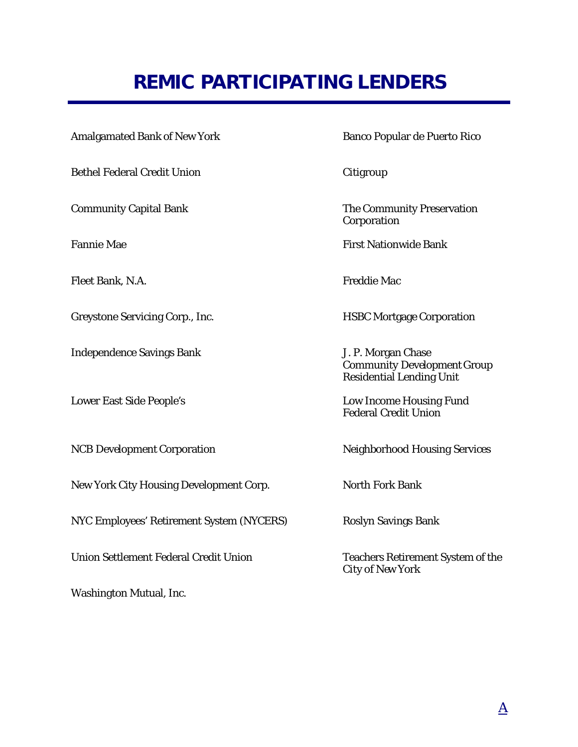# REMIC PARTICIPATING LENDERS

- Amalgamated Bank of New York
- Banco Popular de Puerto Rico
- Bethel Federal Credit Union
- Citigroup
- Community Capital Bank
- The Community Preservation Corporation
- Fannie Mae
- First Nationwide Bank
- Fleet Bank, N.A.
- Freddie Mac
- Greystone Servicing Corp., Inc.
- HSBC Mortgage Corporation
- Independence Savings Bank
- J. P. Morgan Chase Community Development Group Residential Lending Unit
- Lower East Side People's
- Low Income Housing Fund Federal Credit Union
- NCB Development Corporation
- Neighborhood Housing Services
- New York City Housing Development Corp.
- North Fork Bank
- NYC Employees' Retirement System (NYCERS)
- Roslyn Savings Bank
- Union Settlement Federal Credit Union
- Teachers Retirement System of the City of New York
- Washington Mutual, Inc.

A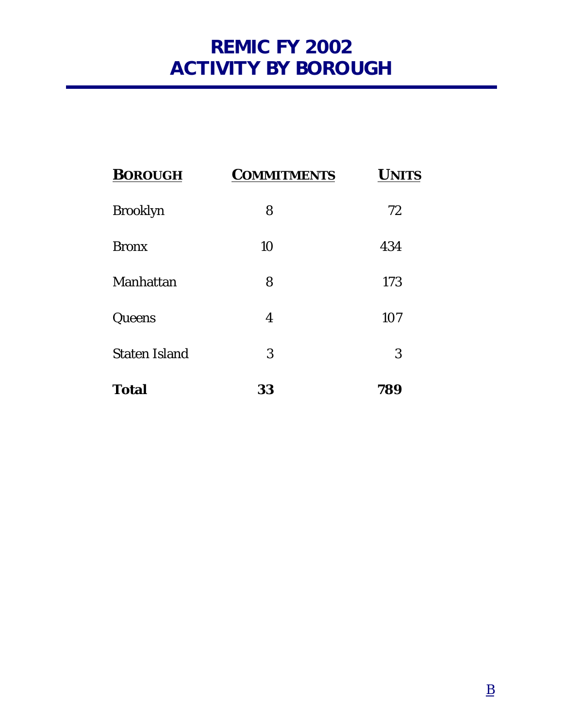# REMIC FY 2002
# ACTIVITY BY BOROUGH

| BOROUGH | COMMITMENTS | UNITS |
|---|---|---|
| Brooklyn | 8 | 72 |
| Bronx | 10 | 434 |
| Manhattan | 8 | 173 |
| Queens | 4 | 107 |
| Staten Island | 3 | 3 |
| **Total** | **33** | **789** |

B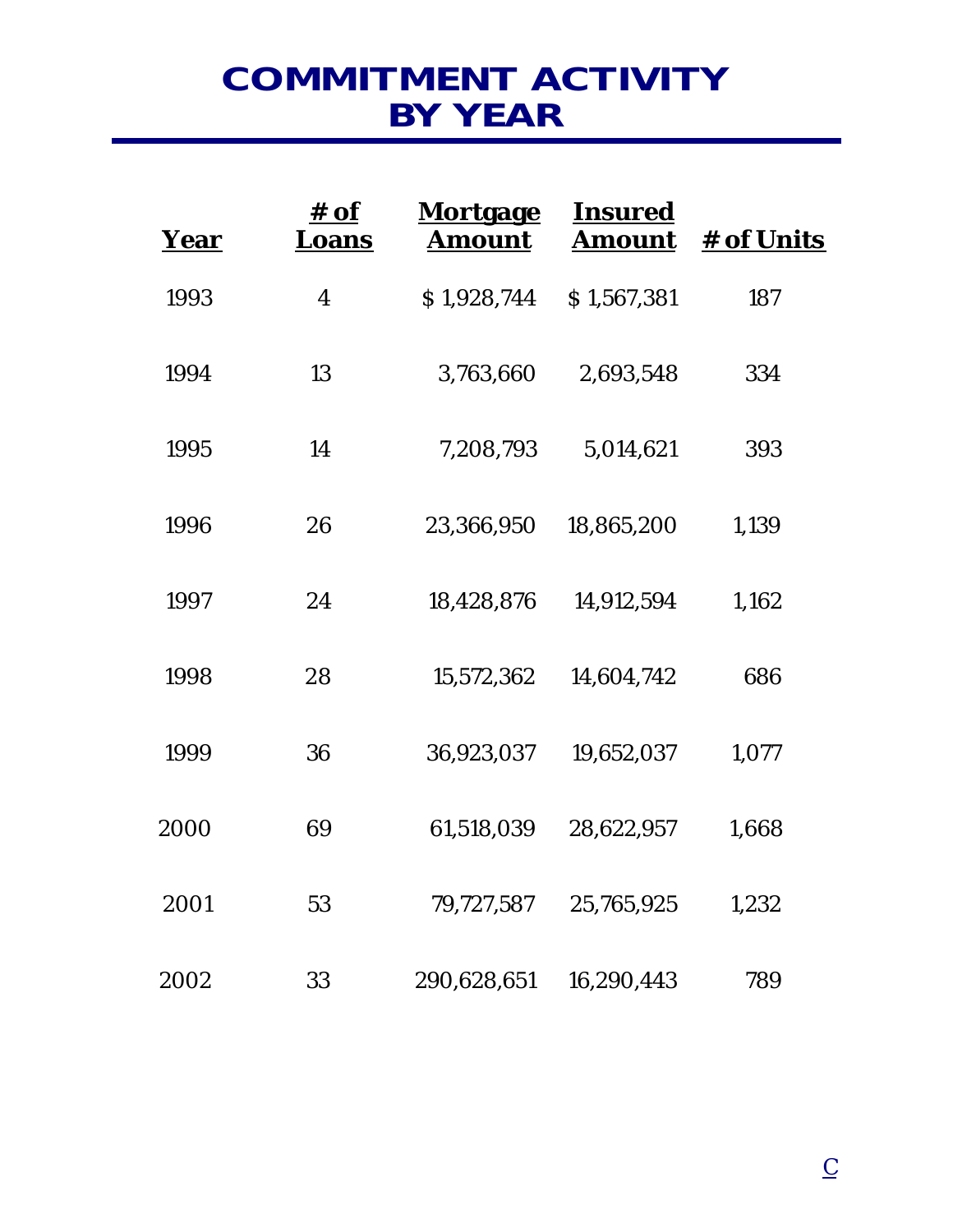# COMMITMENT ACTIVITY BY YEAR

| Year | # of Loans | Mortgage Amount | Insured Amount | # of Units |
|---|---|---|---|---|
| 1993 | 4 | $ 1,928,744 | $ 1,567,381 | 187 |
| 1994 | 13 | 3,763,660 | 2,693,548 | 334 |
| 1995 | 14 | 7,208,793 | 5,014,621 | 393 |
| 1996 | 26 | 23,366,950 | 18,865,200 | 1,139 |
| 1997 | 24 | 18,428,876 | 14,912,594 | 1,162 |
| 1998 | 28 | 15,572,362 | 14,604,742 | 686 |
| 1999 | 36 | 36,923,037 | 19,652,037 | 1,077 |
| 2000 | 69 | 61,518,039 | 28,622,957 | 1,668 |
| 2001 | 53 | 79,727,587 | 25,765,925 | 1,232 |
| 2002 | 33 | 290,628,651 | 16,290,443 | 789 |

C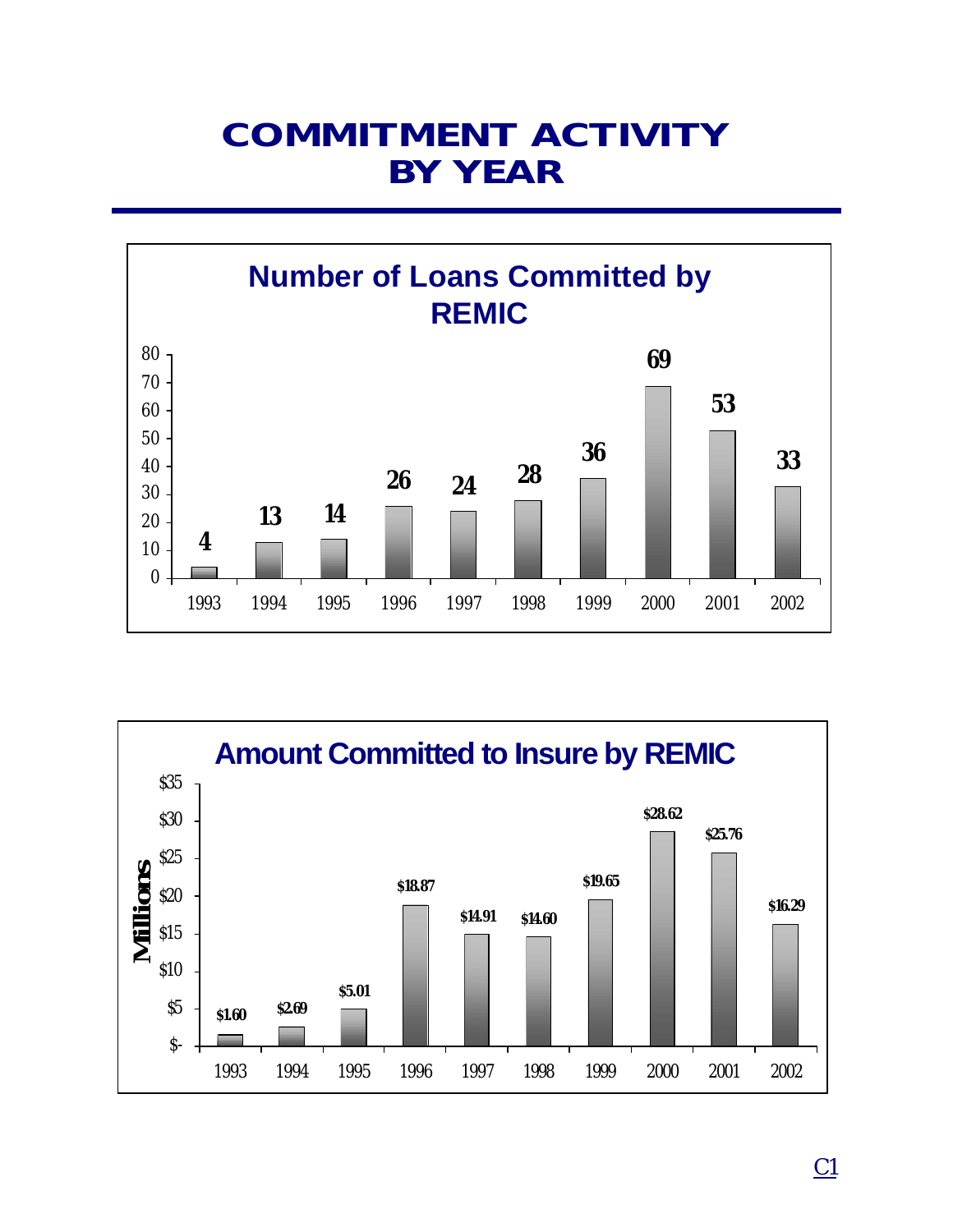# COMMITMENT ACTIVITY BY YEAR

## Number of Loans Committed by REMIC

| Year | Number of Loans |
|---|---|
| 1993 | 4 |
| 1994 | 13 |
| 1995 | 14 |
| 1996 | 26 |
| 1997 | 24 |
| 1998 | 28 |
| 1999 | 36 |
| 2000 | 69 |
| 2001 | 53 |
| 2002 | 33 |

## Amount Committed to Insure by REMIC

| Year | Amount (Millions) |
|---|---|
| 1993 | $1.60 |
| 1994 | $2.69 |
| 1995 | $5.01 |
| 1996 | $18.87 |
| 1997 | $14.91 |
| 1998 | $14.60 |
| 1999 | $19.65 |
| 2000 | $28.62 |
| 2001 | $25.76 |
| 2002 | $16.29 |

C1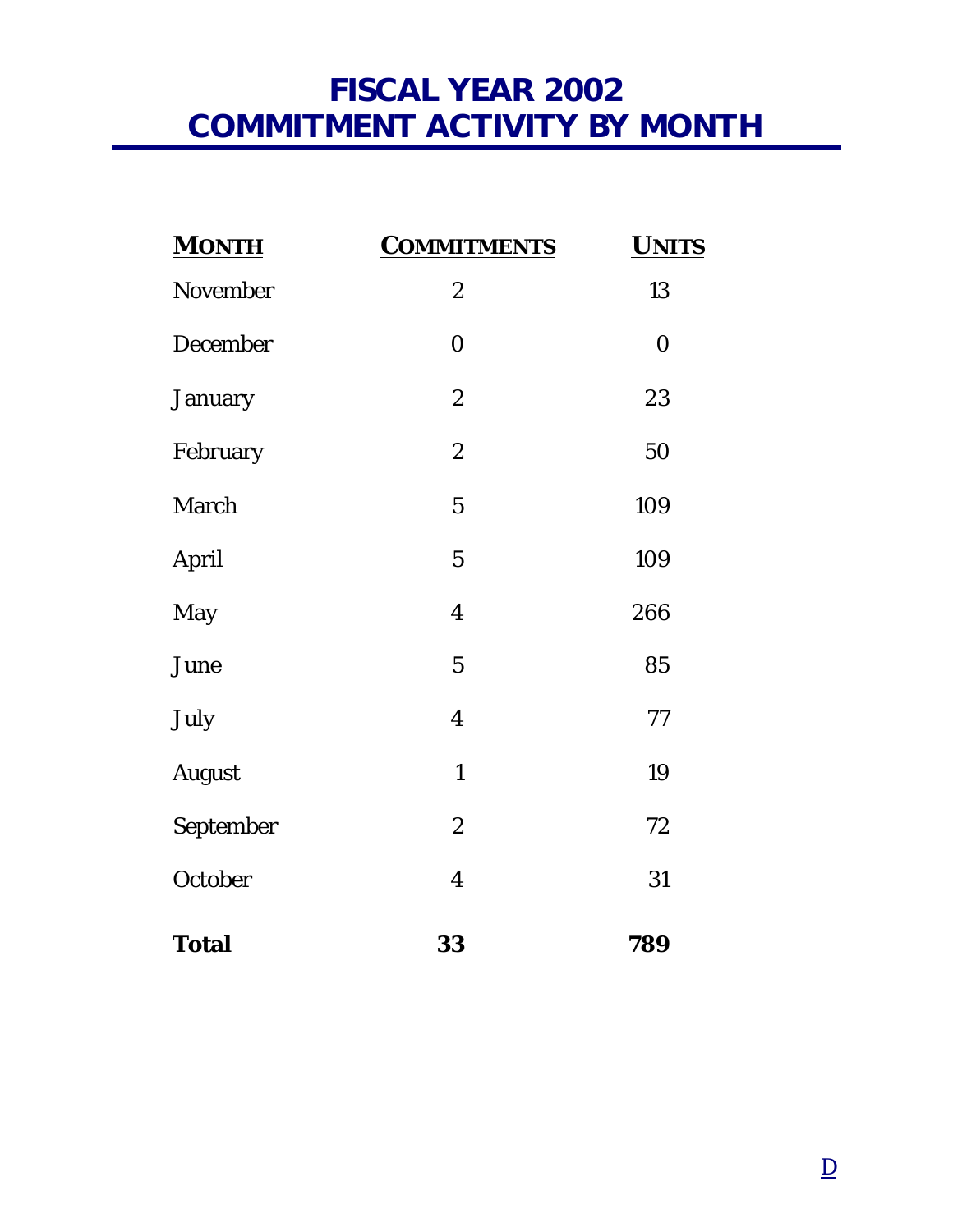# FISCAL YEAR 2002
# COMMITMENT ACTIVITY BY MONTH

| MONTH | COMMITMENTS | UNITS |
|---|---|---|
| November | 2 | 13 |
| December | 0 | 0 |
| January | 2 | 23 |
| February | 2 | 50 |
| March | 5 | 109 |
| April | 5 | 109 |
| May | 4 | 266 |
| June | 5 | 85 |
| July | 4 | 77 |
| August | 1 | 19 |
| September | 2 | 72 |
| October | 4 | 31 |
| **Total** | **33** | **789** |

D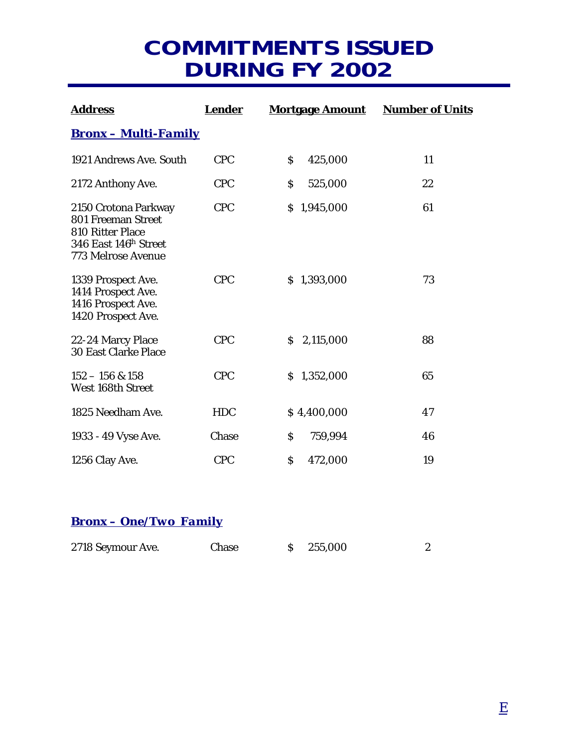# COMMITMENTS ISSUED DURING FY 2002

| Address | Lender | Mortgage Amount | Number of Units |
|---|---|---|---|
| ***Bronx – Multi-Family*** | | | |
| 1921 Andrews Ave. South | CPC | $ 425,000 | 11 |
| 2172 Anthony Ave. | CPC | $ 525,000 | 22 |
| 2150 Crotona Parkway<br>801 Freeman Street<br>810 Ritter Place<br>346 East 146th Street<br>773 Melrose Avenue | CPC | $ 1,945,000 | 61 |
| 1339 Prospect Ave.<br>1414 Prospect Ave.<br>1416 Prospect Ave.<br>1420 Prospect Ave. | CPC | $ 1,393,000 | 73 |
| 22-24 Marcy Place<br>30 East Clarke Place | CPC | $ 2,115,000 | 88 |
| 152 – 156 & 158<br>West 168th Street | CPC | $ 1,352,000 | 65 |
| 1825 Needham Ave. | HDC | $ 4,400,000 | 47 |
| 1933 - 49 Vyse Ave. | Chase | $ 759,994 | 46 |
| 1256 Clay Ave. | CPC | $ 472,000 | 19 |
| ***Bronx – One/Two Family*** | | | |
| 2718 Seymour Ave. | Chase | $ 255,000 | 2 |

E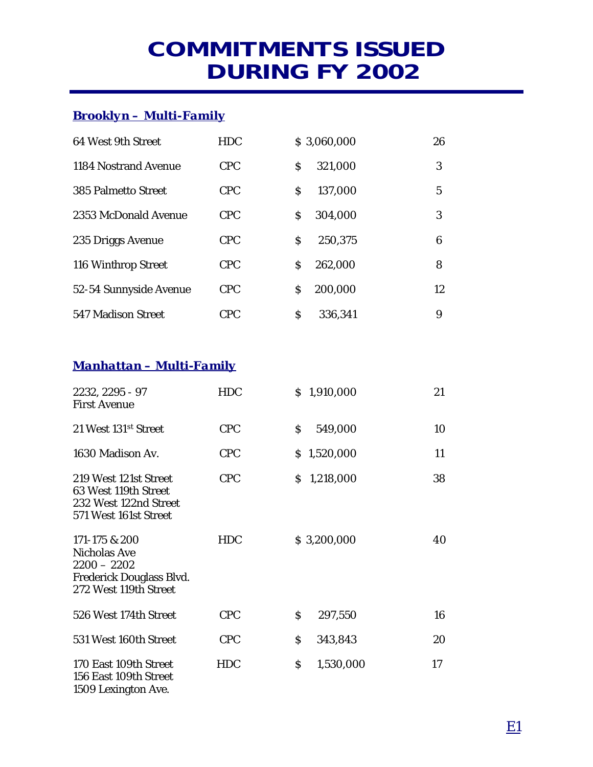# COMMITMENTS ISSUED DURING FY 2002

## Brooklyn – Multi-Family

| Address | Program | Amount | Units |
|---|---|---|---|
| 64 West 9th Street | HDC | $ 3,060,000 | 26 |
| 1184 Nostrand Avenue | CPC | $ 321,000 | 3 |
| 385 Palmetto Street | CPC | $ 137,000 | 5 |
| 2353 McDonald Avenue | CPC | $ 304,000 | 3 |
| 235 Driggs Avenue | CPC | $ 250,375 | 6 |
| 116 Winthrop Street | CPC | $ 262,000 | 8 |
| 52-54 Sunnyside Avenue | CPC | $ 200,000 | 12 |
| 547 Madison Street | CPC | $ 336,341 | 9 |

## Manhattan – Multi-Family

| Address | Program | Amount | Units |
|---|---|---|---|
| 2232, 2295 - 97 First Avenue | HDC | $ 1,910,000 | 21 |
| 21 West 131st Street | CPC | $ 549,000 | 10 |
| 1630 Madison Av. | CPC | $ 1,520,000 | 11 |
| 219 West 121st Street 63 West 119th Street 232 West 122nd Street 571 West 161st Street | CPC | $ 1,218,000 | 38 |
| 171-175 & 200 Nicholas Ave 2200 – 2202 Frederick Douglass Blvd. 272 West 119th Street | HDC | $ 3,200,000 | 40 |
| 526 West 174th Street | CPC | $ 297,550 | 16 |
| 531 West 160th Street | CPC | $ 343,843 | 20 |
| 170 East 109th Street 156 East 109th Street 1509 Lexington Ave. | HDC | $ 1,530,000 | 17 |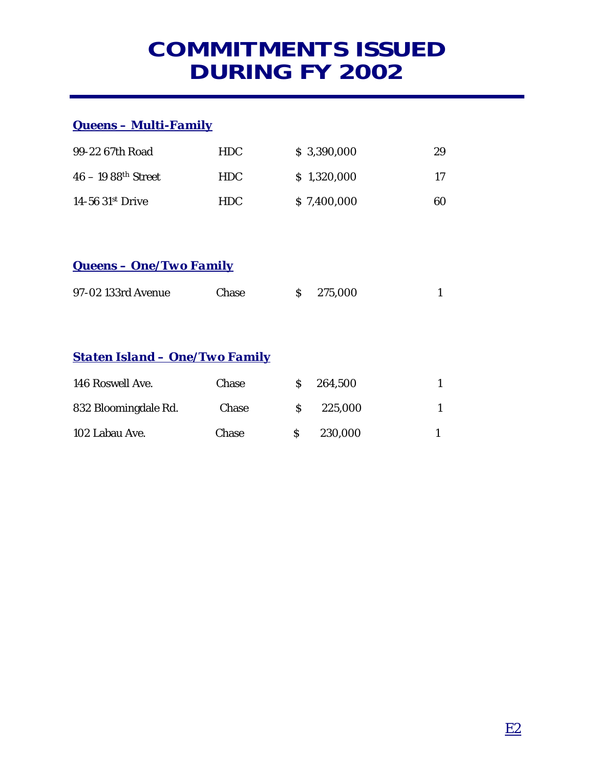# COMMITMENTS ISSUED DURING FY 2002

### ***Queens – Multi-Family***

| | | | |
|---|---|---|---|
| 99-22 67th Road | HDC | $ 3,390,000 | 29 |
| 46 – 19 88th Street | HDC | $ 1,320,000 | 17 |
| 14-56 31st Drive | HDC | $ 7,400,000 | 60 |

### ***Queens – One/Two Family***

| | | | |
|---|---|---|---|
| 97-02 133rd Avenue | Chase | $ 275,000 | 1 |

### ***Staten Island – One/Two Family***

| | | | |
|---|---|---|---|
| 146 Roswell Ave. | Chase | $ 264,500 | 1 |
| 832 Bloomingdale Rd. | Chase | $ 225,000 | 1 |
| 102 Labau Ave. | Chase | $ 230,000 | 1 |